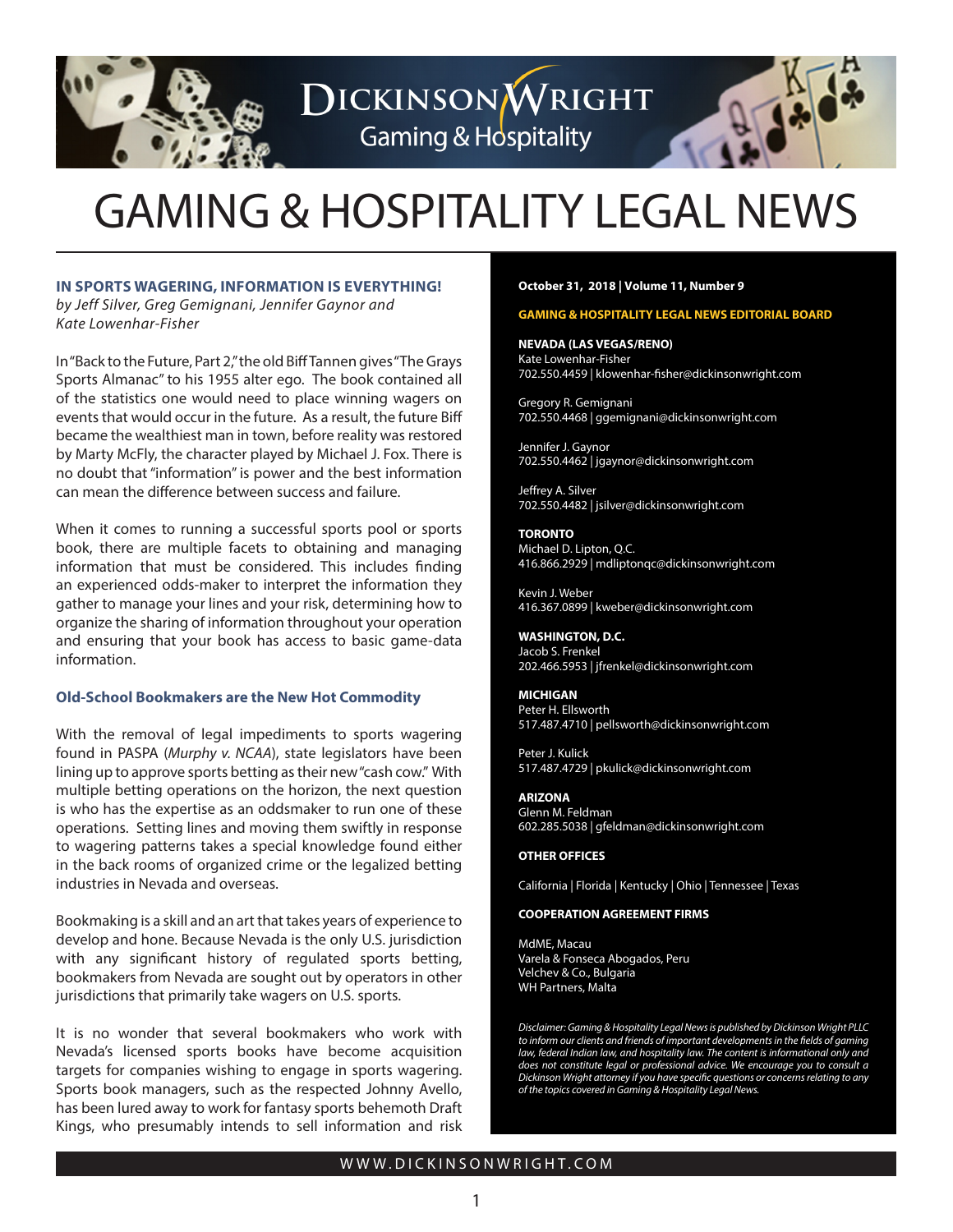# GAMING & HOSPITALITY LEGAL NEWS

## IN SPORTS WAGERING, INFORMATION IS EVERYTHING!

*by Jeff Silver, Greg Gemignani, Jennifer Gaynor and Kate Lowenhar-Fisher*

In "Back to the Future, Part 2," the old Biff Tannen gives "The Grays Sports Almanac" to his 1955 alter ego. The book contained all of the statistics one would need to place winning wagers on events that would occur in the future. As a result, the future Biff became the wealthiest man in town, before reality was restored by Marty McFly, the character played by Michael J. Fox. There is no doubt that "information" is power and the best information can mean the difference between success and failure.

When it comes to running a successful sports pool or sports book, there are multiple facets to obtaining and managing information that must be considered. This includes finding an experienced odds-maker to interpret the information they gather to manage your lines and your risk, determining how to organize the sharing of information throughout your operation and ensuring that your book has access to basic game-data information.

### Old-School Bookmakers are the New Hot Commodity

With the removal of legal impediments to sports wagering found in PASPA (*Murphy v. NCAA*), state legislators have been lining up to approve sports betting as their new "cash cow." With multiple betting operations on the horizon, the next question is who has the expertise as an oddsmaker to run one of these operations. Setting lines and moving them swiftly in response to wagering patterns takes a special knowledge found either in the back rooms of organized crime or the legalized betting industries in Nevada and overseas.

Bookmaking is a skill and an art that takes years of experience to develop and hone. Because Nevada is the only U.S. jurisdiction with any significant history of regulated sports betting, bookmakers from Nevada are sought out by operators in other jurisdictions that primarily take wagers on U.S. sports.

It is no wonder that several bookmakers who work with Nevada's licensed sports books have become acquisition targets for companies wishing to engage in sports wagering. Sports book managers, such as the respected Johnny Avello, has been lured away to work for fantasy sports behemoth Draft Kings, who presumably intends to sell information and risk

**October 31, 2018 | Volume 11, Number 9**

**GAMING & HOSPITALITY LEGAL NEWS EDITORIAL BOARD**

**NEVADA (LAS VEGAS/RENO)**

Kate Lowenhar-Fisher
702.550.4459 | klowenhar-fisher@dickinsonwright.com

Gregory R. Gemignani
702.550.4468 | ggemignani@dickinsonwright.com

Jennifer J. Gaynor
702.550.4462 | jgaynor@dickinsonwright.com

Jeffrey A. Silver
702.550.4482 | jsilver@dickinsonwright.com

**TORONTO**

Michael D. Lipton, Q.C.
416.866.2929 | mdliptonqc@dickinsonwright.com

Kevin J. Weber
416.367.0899 | kweber@dickinsonwright.com

**WASHINGTON, D.C.**

Jacob S. Frenkel
202.466.5953 | jfrenkel@dickinsonwright.com

**MICHIGAN**

Peter H. Ellsworth
517.487.4710 | pellsworth@dickinsonwright.com

Peter J. Kulick
517.487.4729 | pkulick@dickinsonwright.com

**ARIZONA**

Glenn M. Feldman
602.285.5038 | gfeldman@dickinsonwright.com

**OTHER OFFICES**

California | Florida | Kentucky | Ohio | Tennessee | Texas

**COOPERATION AGREEMENT FIRMS**

MdME, Macau
Varela & Fonseca Abogados, Peru
Velchev & Co., Bulgaria
WH Partners, Malta

*Disclaimer: Gaming & Hospitality Legal News is published by Dickinson Wright PLLC to inform our clients and friends of important developments in the fields of gaming law, federal Indian law, and hospitality law. The content is informational only and does not constitute legal or professional advice. We encourage you to consult a Dickinson Wright attorney if you have specific questions or concerns relating to any of the topics covered in Gaming & Hospitality Legal News.*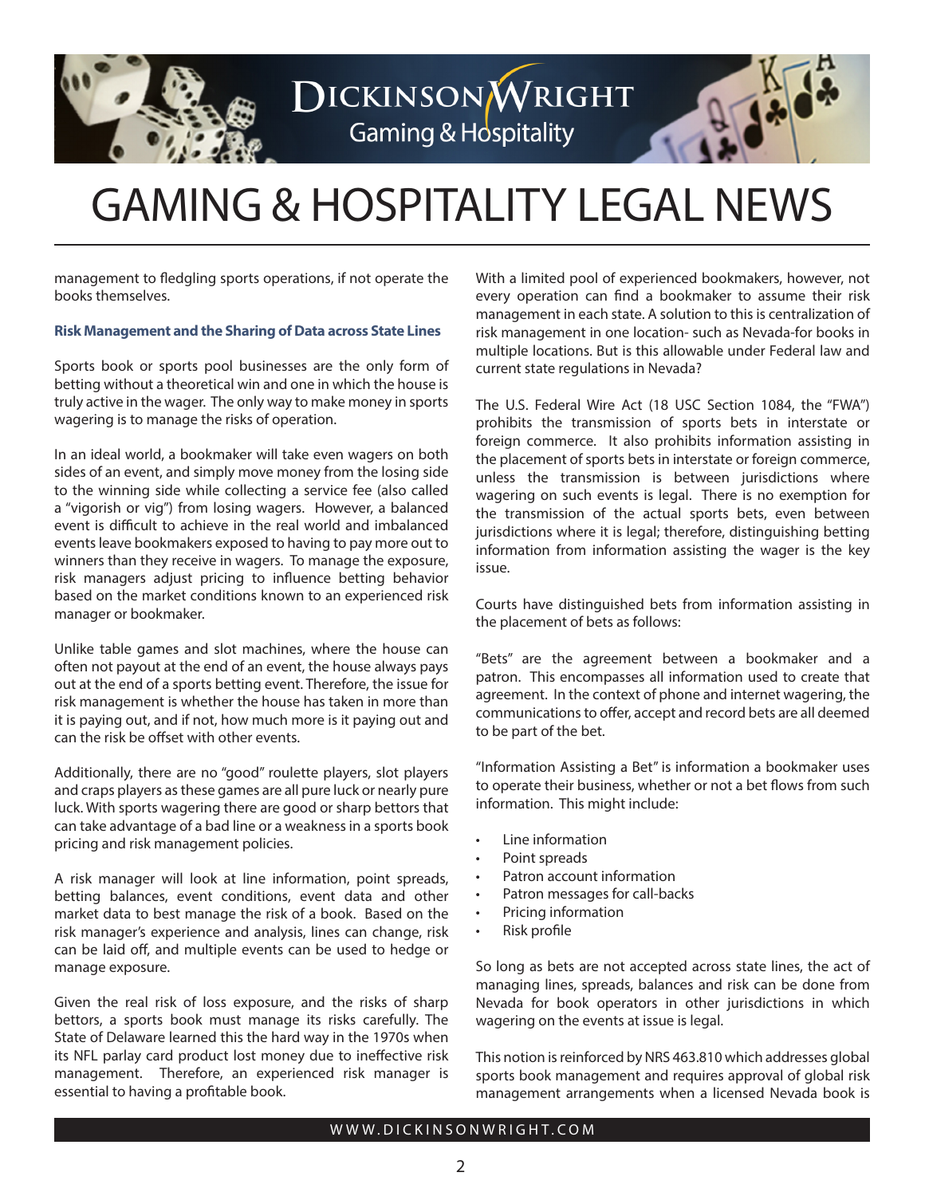management to fledgling sports operations, if not operate the books themselves.

**Risk Management and the Sharing of Data across State Lines**

Sports book or sports pool businesses are the only form of betting without a theoretical win and one in which the house is truly active in the wager. The only way to make money in sports wagering is to manage the risks of operation.

In an ideal world, a bookmaker will take even wagers on both sides of an event, and simply move money from the losing side to the winning side while collecting a service fee (also called a "vigorish or vig") from losing wagers. However, a balanced event is difficult to achieve in the real world and imbalanced events leave bookmakers exposed to having to pay more out to winners than they receive in wagers. To manage the exposure, risk managers adjust pricing to influence betting behavior based on the market conditions known to an experienced risk manager or bookmaker.

Unlike table games and slot machines, where the house can often not payout at the end of an event, the house always pays out at the end of a sports betting event. Therefore, the issue for risk management is whether the house has taken in more than it is paying out, and if not, how much more is it paying out and can the risk be offset with other events.

Additionally, there are no "good" roulette players, slot players and craps players as these games are all pure luck or nearly pure luck. With sports wagering there are good or sharp bettors that can take advantage of a bad line or a weakness in a sports book pricing and risk management policies.

A risk manager will look at line information, point spreads, betting balances, event conditions, event data and other market data to best manage the risk of a book. Based on the risk manager's experience and analysis, lines can change, risk can be laid off, and multiple events can be used to hedge or manage exposure.

Given the real risk of loss exposure, and the risks of sharp bettors, a sports book must manage its risks carefully. The State of Delaware learned this the hard way in the 1970s when its NFL parlay card product lost money due to ineffective risk management. Therefore, an experienced risk manager is essential to having a profitable book.

With a limited pool of experienced bookmakers, however, not every operation can find a bookmaker to assume their risk management in each state. A solution to this is centralization of risk management in one location- such as Nevada-for books in multiple locations. But is this allowable under Federal law and current state regulations in Nevada?

The U.S. Federal Wire Act (18 USC Section 1084, the "FWA") prohibits the transmission of sports bets in interstate or foreign commerce. It also prohibits information assisting in the placement of sports bets in interstate or foreign commerce, unless the transmission is between jurisdictions where wagering on such events is legal. There is no exemption for the transmission of the actual sports bets, even between jurisdictions where it is legal; therefore, distinguishing betting information from information assisting the wager is the key issue.

Courts have distinguished bets from information assisting in the placement of bets as follows:

"Bets" are the agreement between a bookmaker and a patron. This encompasses all information used to create that agreement. In the context of phone and internet wagering, the communications to offer, accept and record bets are all deemed to be part of the bet.

"Information Assisting a Bet" is information a bookmaker uses to operate their business, whether or not a bet flows from such information. This might include:

- Line information
- Point spreads
- Patron account information
- Patron messages for call-backs
- Pricing information
- Risk profile

So long as bets are not accepted across state lines, the act of managing lines, spreads, balances and risk can be done from Nevada for book operators in other jurisdictions in which wagering on the events at issue is legal.

This notion is reinforced by NRS 463.810 which addresses global sports book management and requires approval of global risk management arrangements when a licensed Nevada book is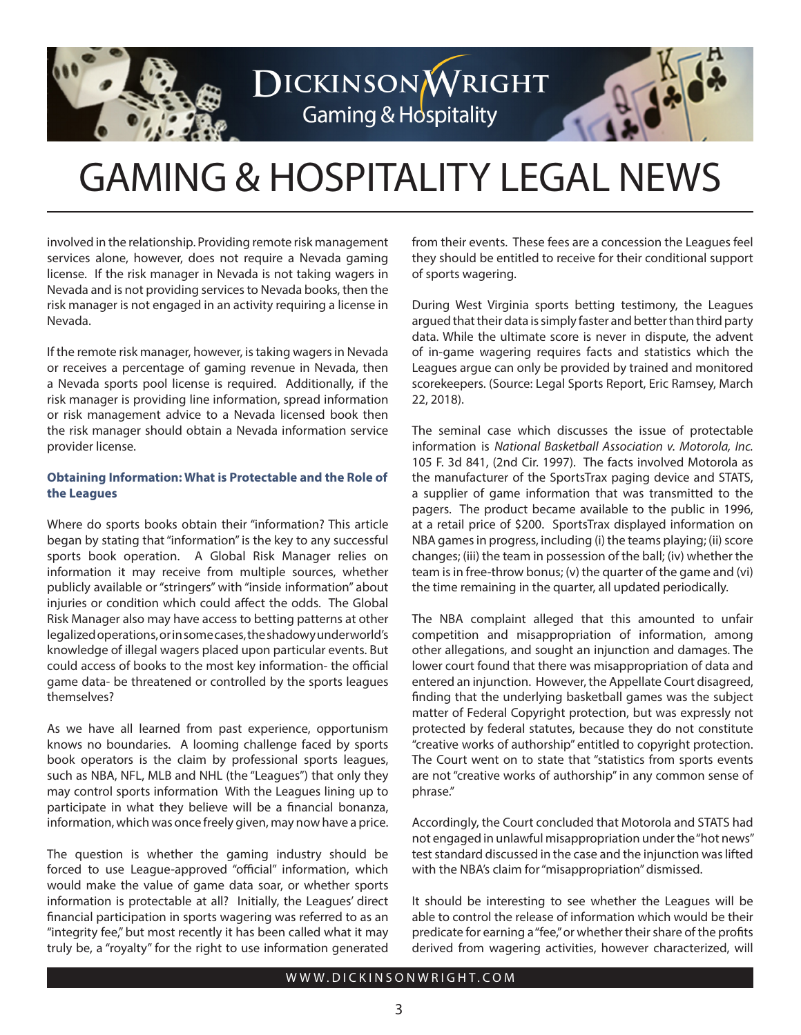involved in the relationship. Providing remote risk management services alone, however, does not require a Nevada gaming license. If the risk manager in Nevada is not taking wagers in Nevada and is not providing services to Nevada books, then the risk manager is not engaged in an activity requiring a license in Nevada.

If the remote risk manager, however, is taking wagers in Nevada or receives a percentage of gaming revenue in Nevada, then a Nevada sports pool license is required. Additionally, if the risk manager is providing line information, spread information or risk management advice to a Nevada licensed book then the risk manager should obtain a Nevada information service provider license.

### Obtaining Information: What is Protectable and the Role of the Leagues

Where do sports books obtain their "information? This article began by stating that "information" is the key to any successful sports book operation. A Global Risk Manager relies on information it may receive from multiple sources, whether publicly available or "stringers" with "inside information" about injuries or condition which could affect the odds. The Global Risk Manager also may have access to betting patterns at other legalized operations, or in some cases, the shadowy underworld's knowledge of illegal wagers placed upon particular events. But could access of books to the most key information- the official game data- be threatened or controlled by the sports leagues themselves?

As we have all learned from past experience, opportunism knows no boundaries. A looming challenge faced by sports book operators is the claim by professional sports leagues, such as NBA, NFL, MLB and NHL (the "Leagues") that only they may control sports information With the Leagues lining up to participate in what they believe will be a financial bonanza, information, which was once freely given, may now have a price.

The question is whether the gaming industry should be forced to use League-approved "official" information, which would make the value of game data soar, or whether sports information is protectable at all? Initially, the Leagues' direct financial participation in sports wagering was referred to as an "integrity fee," but most recently it has been called what it may truly be, a "royalty" for the right to use information generated from their events. These fees are a concession the Leagues feel they should be entitled to receive for their conditional support of sports wagering.

During West Virginia sports betting testimony, the Leagues argued that their data is simply faster and better than third party data. While the ultimate score is never in dispute, the advent of in-game wagering requires facts and statistics which the Leagues argue can only be provided by trained and monitored scorekeepers. (Source: Legal Sports Report, Eric Ramsey, March 22, 2018).

The seminal case which discusses the issue of protectable information is *National Basketball Association v. Motorola, Inc.* 105 F. 3d 841, (2nd Cir. 1997). The facts involved Motorola as the manufacturer of the SportsTrax paging device and STATS, a supplier of game information that was transmitted to the pagers. The product became available to the public in 1996, at a retail price of $200. SportsTrax displayed information on NBA games in progress, including (i) the teams playing; (ii) score changes; (iii) the team in possession of the ball; (iv) whether the team is in free-throw bonus; (v) the quarter of the game and (vi) the time remaining in the quarter, all updated periodically.

The NBA complaint alleged that this amounted to unfair competition and misappropriation of information, among other allegations, and sought an injunction and damages. The lower court found that there was misappropriation of data and entered an injunction. However, the Appellate Court disagreed, finding that the underlying basketball games was the subject matter of Federal Copyright protection, but was expressly not protected by federal statutes, because they do not constitute "creative works of authorship" entitled to copyright protection. The Court went on to state that "statistics from sports events are not "creative works of authorship" in any common sense of phrase."

Accordingly, the Court concluded that Motorola and STATS had not engaged in unlawful misappropriation under the "hot news" test standard discussed in the case and the injunction was lifted with the NBA's claim for "misappropriation" dismissed.

It should be interesting to see whether the Leagues will be able to control the release of information which would be their predicate for earning a "fee," or whether their share of the profits derived from wagering activities, however characterized, will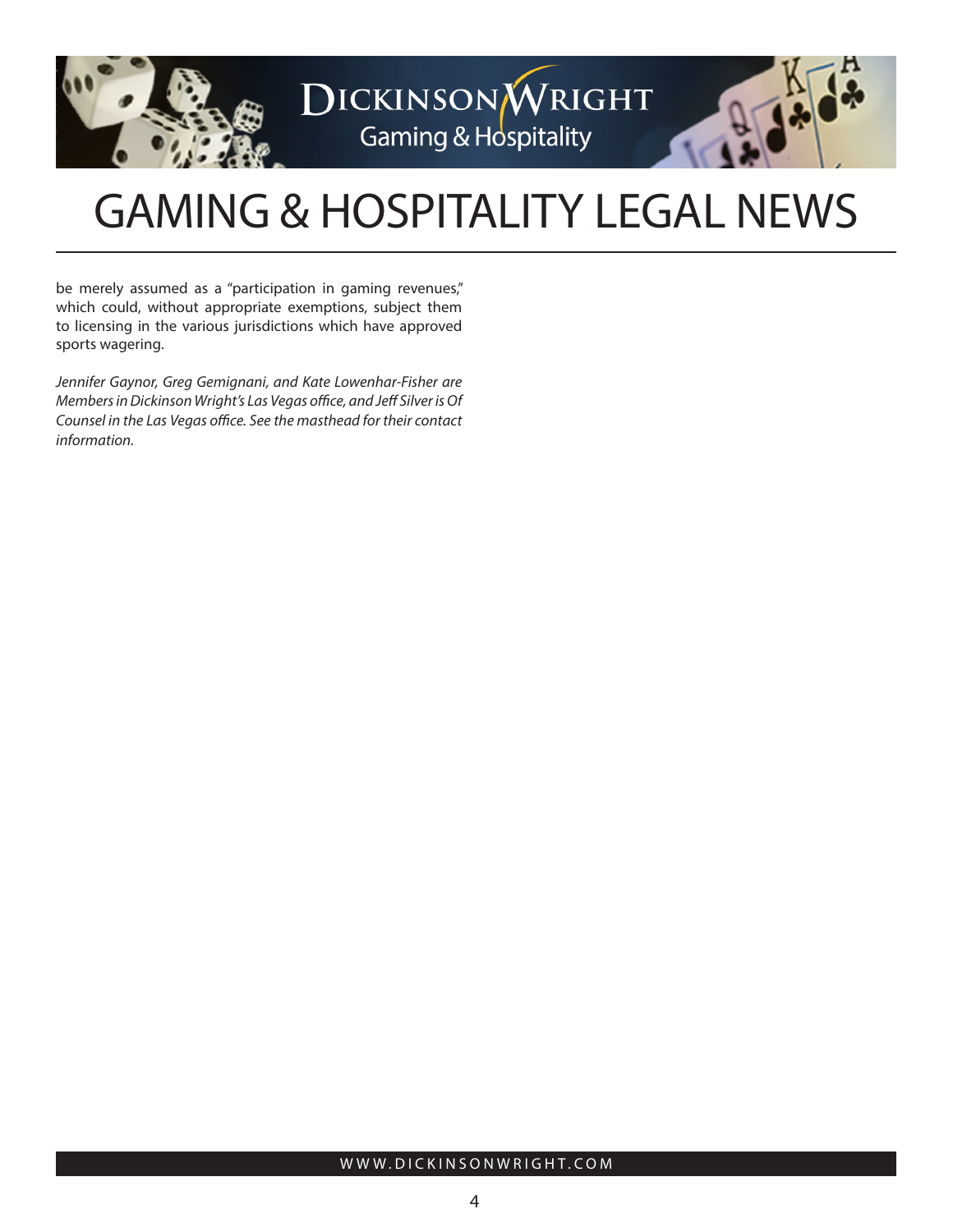be merely assumed as a "participation in gaming revenues," which could, without appropriate exemptions, subject them to licensing in the various jurisdictions which have approved sports wagering.

*Jennifer Gaynor, Greg Gemignani, and Kate Lowenhar-Fisher are Members in Dickinson Wright's Las Vegas office, and Jeff Silver is Of Counsel in the Las Vegas office. See the masthead for their contact information.*